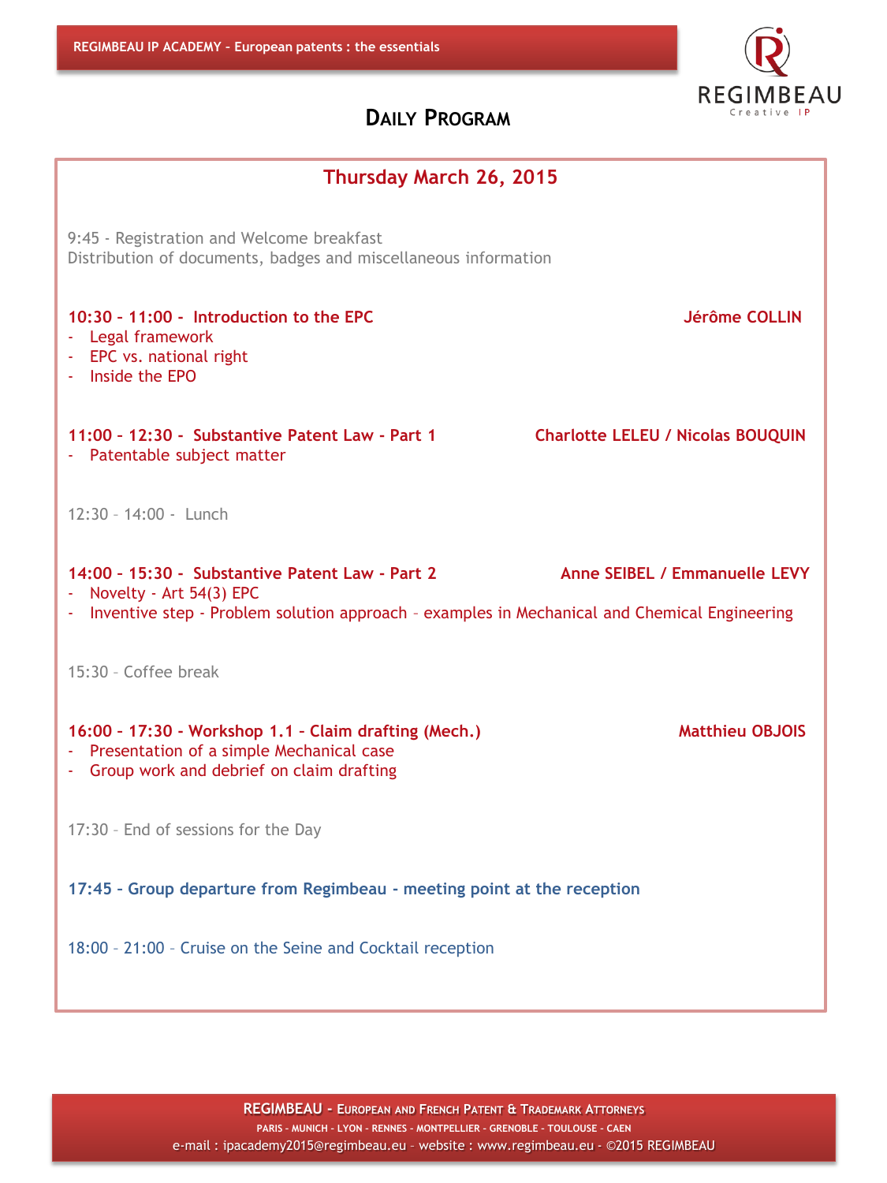# DAILY PROGRAM

## Thursday March 26, 2015

9:45 - Registration and Welcome breakfast
Distribution of documents, badges and miscellaneous information

**10:30 - 11:00 - Introduction to the EPC** — **Jérôme COLLIN**

- Legal framework
- EPC vs. national right
- Inside the EPO

**11:00 - 12:30 - Substantive Patent Law - Part 1** — **Charlotte LELEU / Nicolas BOUQUIN**

- Patentable subject matter

12:30 – 14:00 - Lunch

**14:00 - 15:30 - Substantive Patent Law - Part 2** — **Anne SEIBEL / Emmanuelle LEVY**

- Novelty - Art 54(3) EPC
- Inventive step - Problem solution approach – examples in Mechanical and Chemical Engineering

15:30 – Coffee break

**16:00 - 17:30 - Workshop 1.1 – Claim drafting (Mech.)** — **Matthieu OBJOIS**

- Presentation of a simple Mechanical case
- Group work and debrief on claim drafting

17:30 – End of sessions for the Day

**17:45 - Group departure from Regimbeau - meeting point at the reception**

18:00 – 21:00 – Cruise on the Seine and Cocktail reception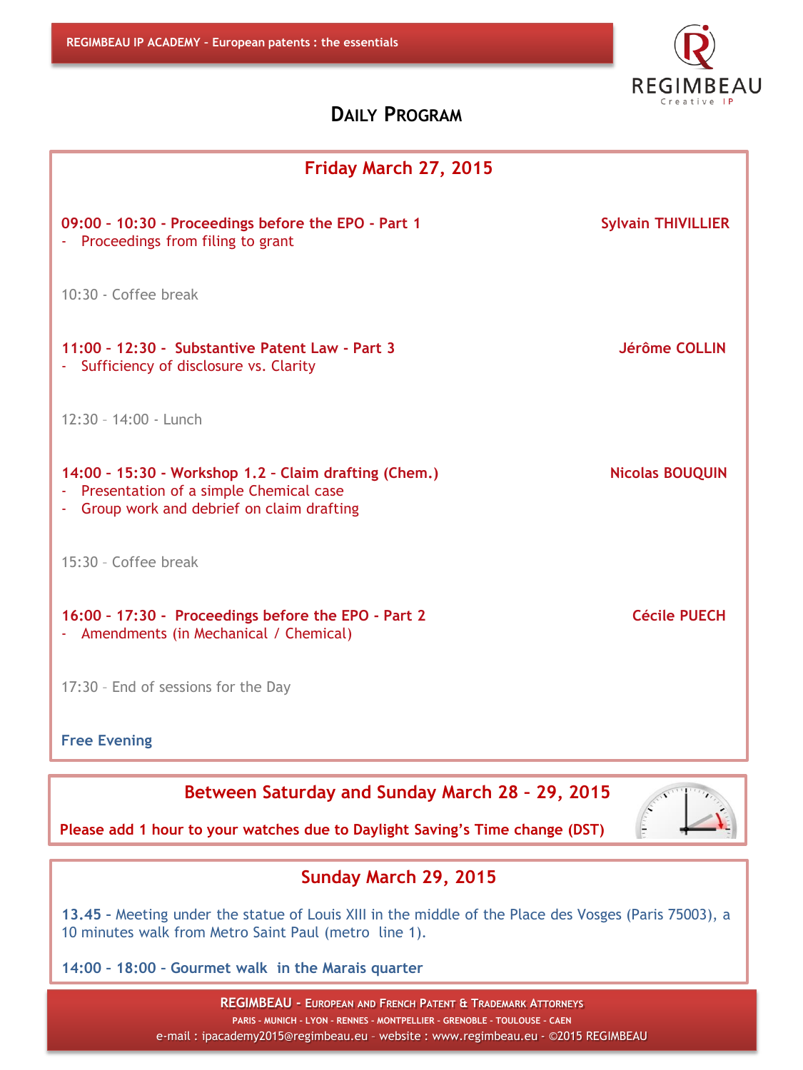# DAILY PROGRAM

## Friday March 27, 2015

**09:00 - 10:30 - Proceedings before the EPO - Part 1** — **Sylvain THIVILLIER**
- Proceedings from filing to grant

10:30 - Coffee break

**11:00 - 12:30 - Substantive Patent Law - Part 3** — **Jérôme COLLIN**
- Sufficiency of disclosure vs. Clarity

12:30 – 14:00 - Lunch

**14:00 - 15:30 - Workshop 1.2 – Claim drafting (Chem.)** — **Nicolas BOUQUIN**
- Presentation of a simple Chemical case
- Group work and debrief on claim drafting

15:30 – Coffee break

**16:00 - 17:30 - Proceedings before the EPO - Part 2** — **Cécile PUECH**
- Amendments (in Mechanical / Chemical)

17:30 – End of sessions for the Day

**Free Evening**

## Between Saturday and Sunday March 28 – 29, 2015

**Please add 1 hour to your watches due to Daylight Saving's Time change (DST)**

## Sunday March 29, 2015

**13.45** – Meeting under the statue of Louis XIII in the middle of the Place des Vosges (Paris 75003), a 10 minutes walk from Metro Saint Paul (metro line 1).

**14:00 – 18:00 – Gourmet walk in the Marais quarter**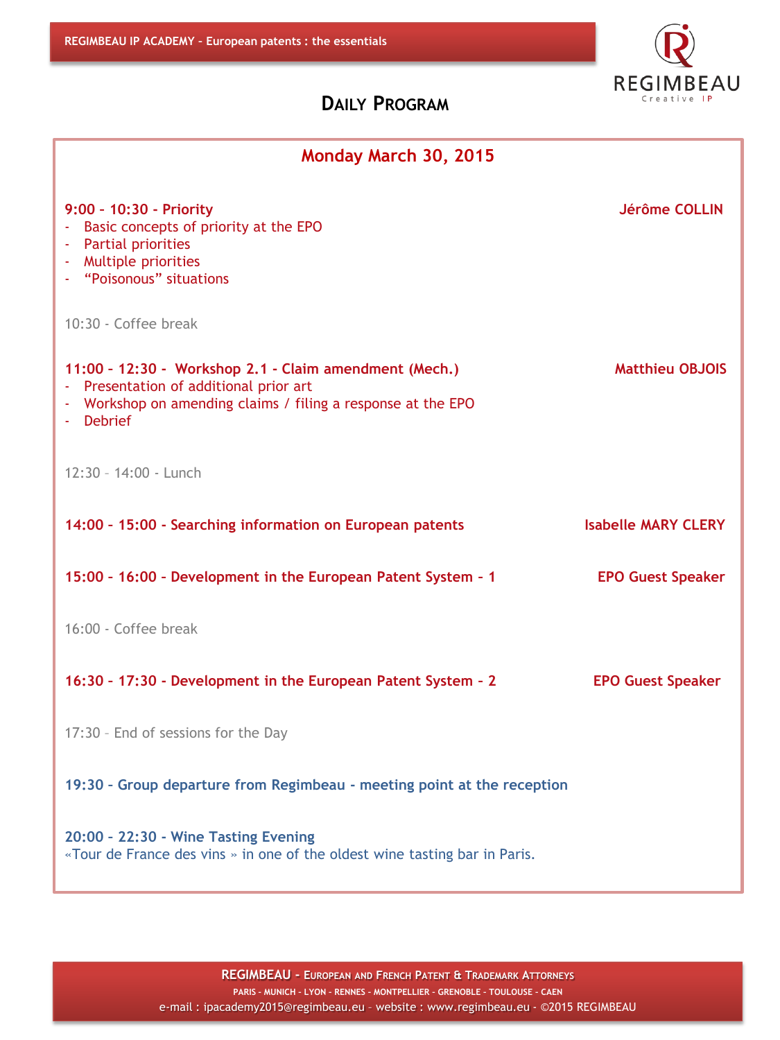# Daily Program

## Monday March 30, 2015

**9:00 – 10:30 - Priority** — **Jérôme COLLIN**

- Basic concepts of priority at the EPO
- Partial priorities
- Multiple priorities
- "Poisonous" situations

10:30 - Coffee break

**11:00 – 12:30 - Workshop 2.1 - Claim amendment (Mech.)** — **Matthieu OBJOIS**

- Presentation of additional prior art
- Workshop on amending claims / filing a response at the EPO
- Debrief

12:30 – 14:00 - Lunch

**14:00 – 15:00 - Searching information on European patents** — **Isabelle MARY CLERY**

**15:00 – 16:00 - Development in the European Patent System – 1** — **EPO Guest Speaker**

16:00 - Coffee break

**16:30 – 17:30 - Development in the European Patent System – 2** — **EPO Guest Speaker**

17:30 – End of sessions for the Day

**19:30 – Group departure from Regimbeau - meeting point at the reception**

**20:00 – 22:30 - Wine Tasting Evening**
«Tour de France des vins » in one of the oldest wine tasting bar in Paris.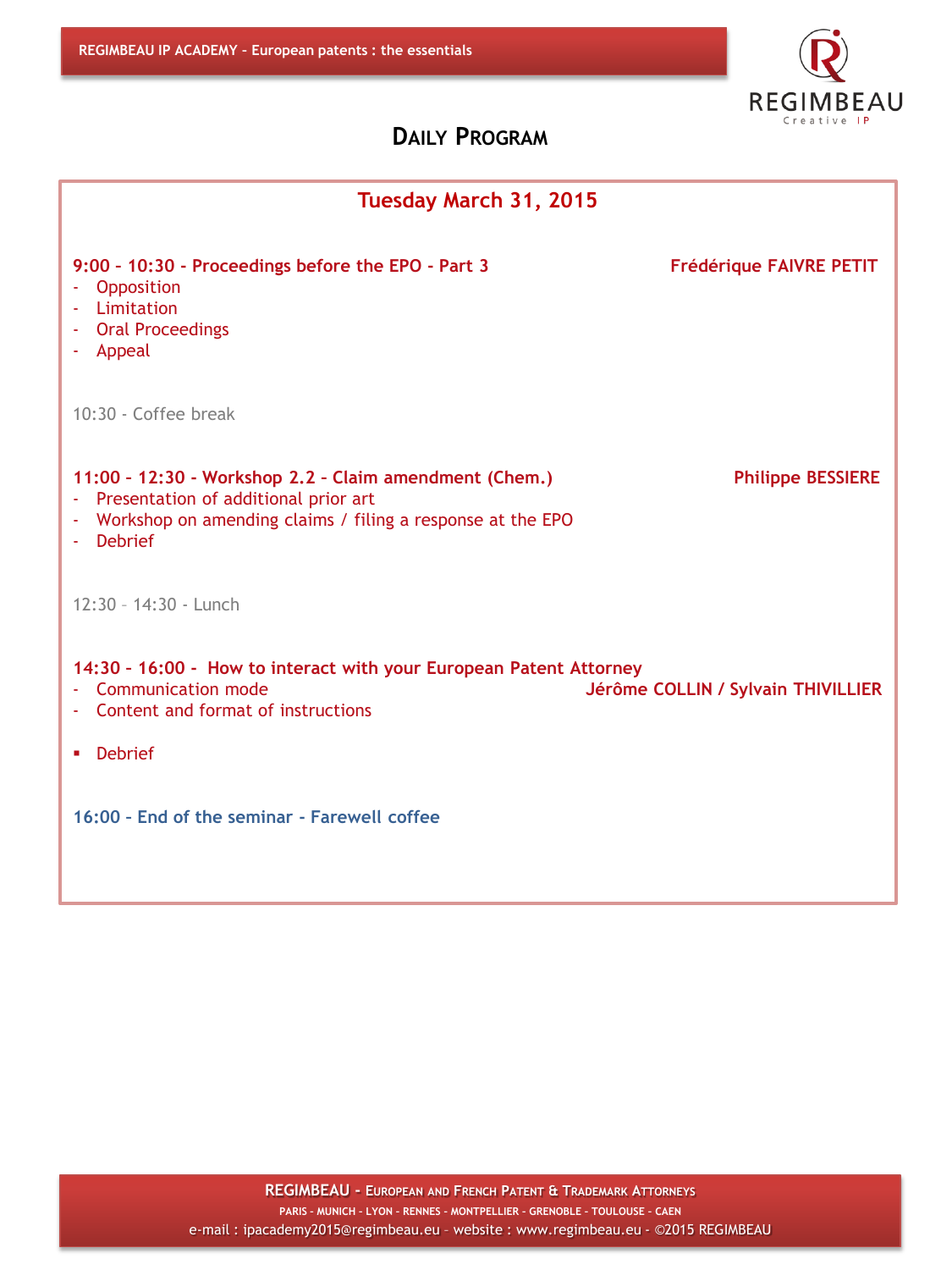# Daily Program

## Tuesday March 31, 2015

**9:00 - 10:30 - Proceedings before the EPO - Part 3** — **Frédérique FAIVRE PETIT**

- Opposition
- Limitation
- Oral Proceedings
- Appeal

10:30 - Coffee break

**11:00 - 12:30 - Workshop 2.2 – Claim amendment (Chem.)** — **Philippe BESSIERE**

- Presentation of additional prior art
- Workshop on amending claims / filing a response at the EPO
- Debrief

12:30 – 14:30 - Lunch

**14:30 - 16:00 - How to interact with your European Patent Attorney** — **Jérôme COLLIN / Sylvain THIVILLIER**

- Communication mode
- Content and format of instructions

- Debrief

**16:00 - End of the seminar - Farewell coffee**